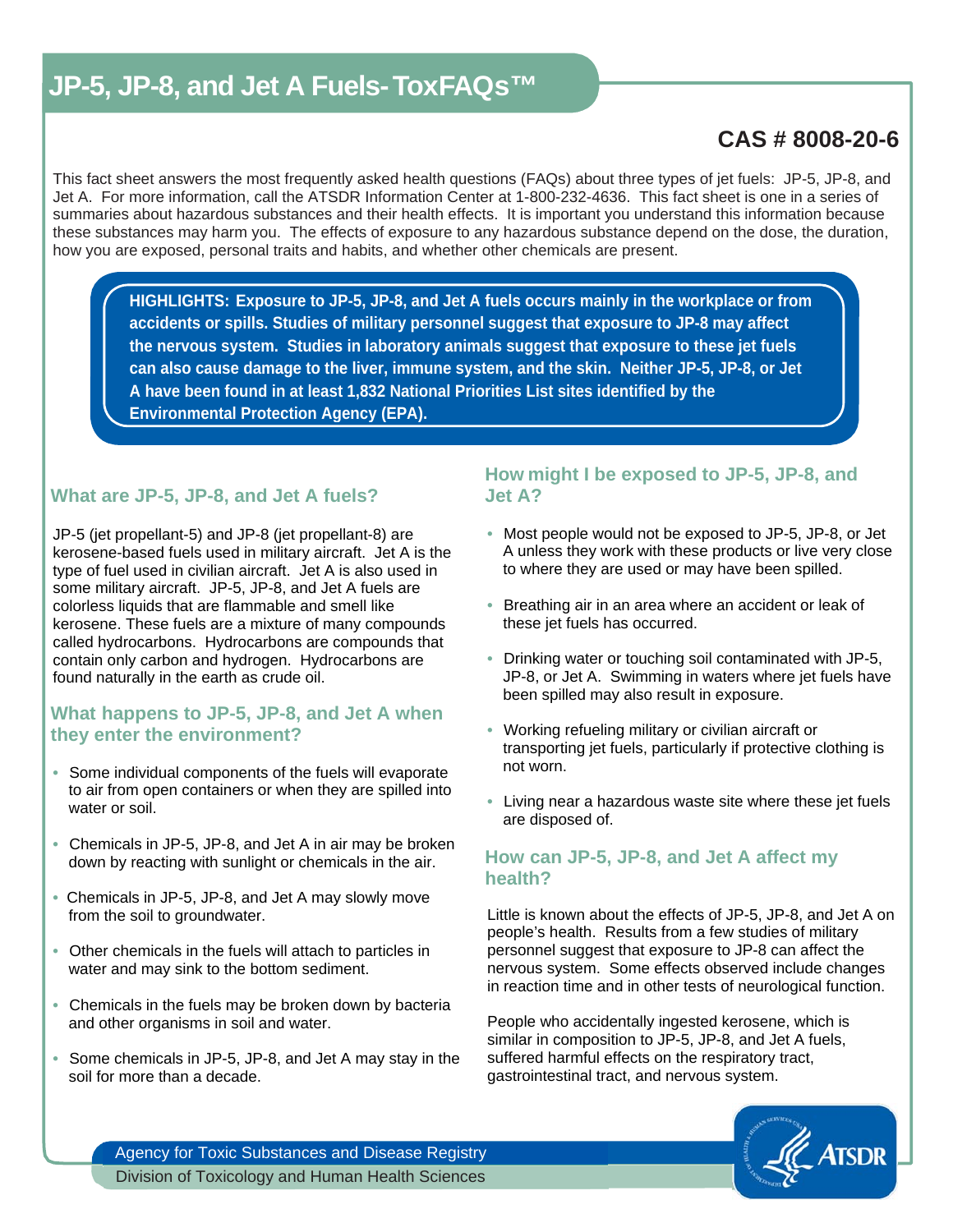# JP-5, JP-8, and Jet A Fuels- ToxFAQs™

## CAS # 8008-20-6

This fact sheet answers the most frequently asked health questions (FAQs) about three types of jet fuels: JP-5, JP-8, and Jet A. For more information, call the ATSDR Information Center at 1-800-232-4636. This fact sheet is one in a series of summaries about hazardous substances and their health effects. It is important you understand this information because these substances may harm you. The effects of exposure to any hazardous substance depend on the dose, the duration, how you are exposed, personal traits and habits, and whether other chemicals are present.

**HIGHLIGHTS: Exposure to JP-5, JP-8, and Jet A fuels occurs mainly in the workplace or from accidents or spills. Studies of military personnel suggest that exposure to JP-8 may affect the nervous system. Studies in laboratory animals suggest that exposure to these jet fuels can also cause damage to the liver, immune system, and the skin. Neither JP-5, JP-8, or Jet A have been found in at least 1,832 National Priorities List sites identified by the Environmental Protection Agency (EPA).**

### What are JP-5, JP-8, and Jet A fuels?

JP-5 (jet propellant-5) and JP-8 (jet propellant-8) are kerosene-based fuels used in military aircraft. Jet A is the type of fuel used in civilian aircraft. Jet A is also used in some military aircraft. JP-5, JP-8, and Jet A fuels are colorless liquids that are flammable and smell like kerosene. These fuels are a mixture of many compounds called hydrocarbons. Hydrocarbons are compounds that contain only carbon and hydrogen. Hydrocarbons are found naturally in the earth as crude oil.

### What happens to JP-5, JP-8, and Jet A when they enter the environment?

- Some individual components of the fuels will evaporate to air from open containers or when they are spilled into water or soil.
- Chemicals in JP-5, JP-8, and Jet A in air may be broken down by reacting with sunlight or chemicals in the air.
- Chemicals in JP-5, JP-8, and Jet A may slowly move from the soil to groundwater.
- Other chemicals in the fuels will attach to particles in water and may sink to the bottom sediment.
- Chemicals in the fuels may be broken down by bacteria and other organisms in soil and water.
- Some chemicals in JP-5, JP-8, and Jet A may stay in the soil for more than a decade.

### How might I be exposed to JP-5, JP-8, and Jet A?

- Most people would not be exposed to JP-5, JP-8, or Jet A unless they work with these products or live very close to where they are used or may have been spilled.
- Breathing air in an area where an accident or leak of these jet fuels has occurred.
- Drinking water or touching soil contaminated with JP-5, JP-8, or Jet A. Swimming in waters where jet fuels have been spilled may also result in exposure.
- Working refueling military or civilian aircraft or transporting jet fuels, particularly if protective clothing is not worn.
- Living near a hazardous waste site where these jet fuels are disposed of.

### How can JP-5, JP-8, and Jet A affect my health?

Little is known about the effects of JP-5, JP-8, and Jet A on people's health. Results from a few studies of military personnel suggest that exposure to JP-8 can affect the nervous system. Some effects observed include changes in reaction time and in other tests of neurological function.

People who accidentally ingested kerosene, which is similar in composition to JP-5, JP-8, and Jet A fuels, suffered harmful effects on the respiratory tract, gastrointestinal tract, and nervous system.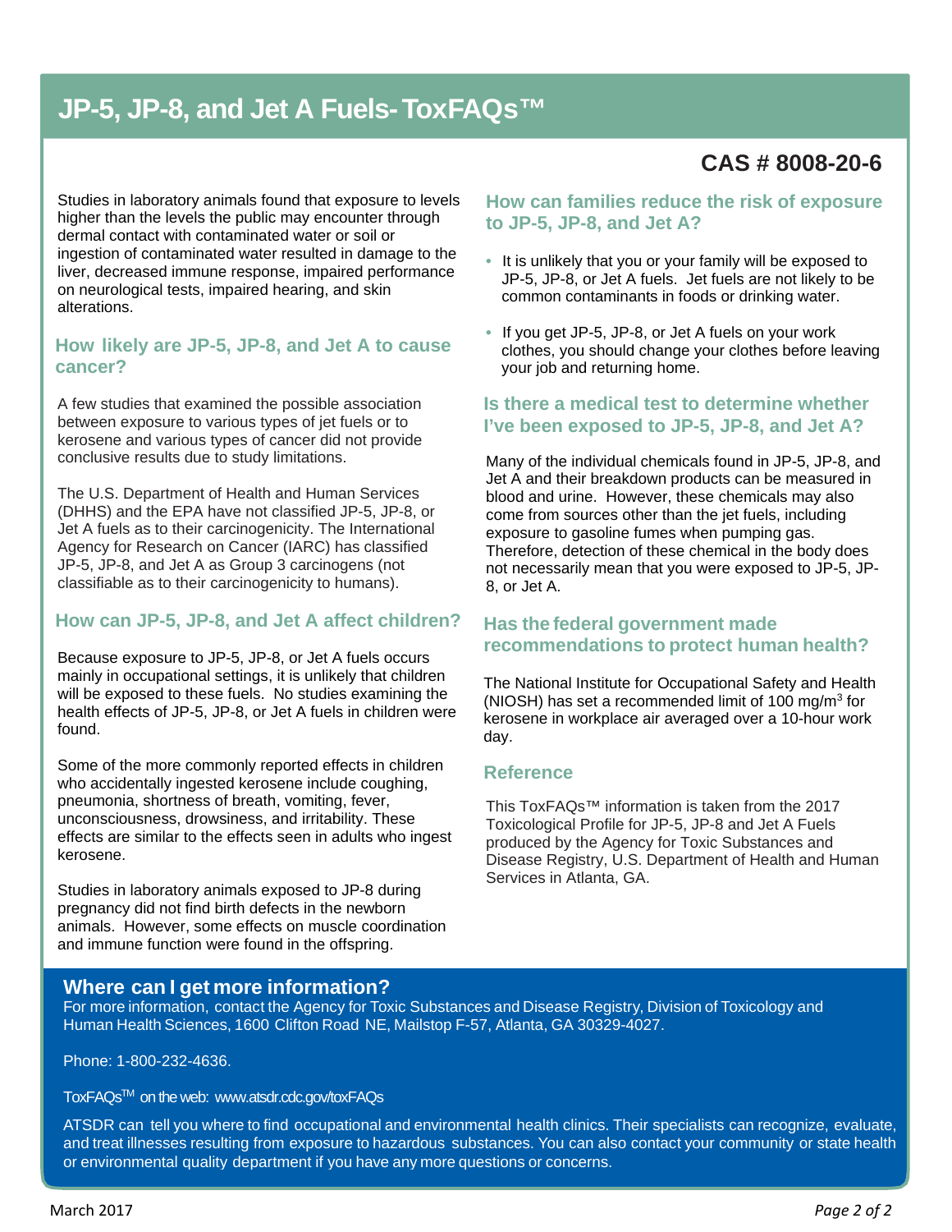# JP-5, JP-8, and Jet A Fuels- ToxFAQs™

**CAS # 8008-20-6**

Studies in laboratory animals found that exposure to levels higher than the levels the public may encounter through dermal contact with contaminated water or soil or ingestion of contaminated water resulted in damage to the liver, decreased immune response, impaired performance on neurological tests, impaired hearing, and skin alterations.

## How likely are JP-5, JP-8, and Jet A to cause cancer?

A few studies that examined the possible association between exposure to various types of jet fuels or to kerosene and various types of cancer did not provide conclusive results due to study limitations.

The U.S. Department of Health and Human Services (DHHS) and the EPA have not classified JP-5, JP-8, or Jet A fuels as to their carcinogenicity. The International Agency for Research on Cancer (IARC) has classified JP-5, JP-8, and Jet A as Group 3 carcinogens (not classifiable as to their carcinogenicity to humans).

## How can JP-5, JP-8, and Jet A affect children?

Because exposure to JP-5, JP-8, or Jet A fuels occurs mainly in occupational settings, it is unlikely that children will be exposed to these fuels. No studies examining the health effects of JP-5, JP-8, or Jet A fuels in children were found.

Some of the more commonly reported effects in children who accidentally ingested kerosene include coughing, pneumonia, shortness of breath, vomiting, fever, unconsciousness, drowsiness, and irritability. These effects are similar to the effects seen in adults who ingest kerosene.

Studies in laboratory animals exposed to JP-8 during pregnancy did not find birth defects in the newborn animals. However, some effects on muscle coordination and immune function were found in the offspring.

## How can families reduce the risk of exposure to JP-5, JP-8, and Jet A?

- It is unlikely that you or your family will be exposed to JP-5, JP-8, or Jet A fuels. Jet fuels are not likely to be common contaminants in foods or drinking water.
- If you get JP-5, JP-8, or Jet A fuels on your work clothes, you should change your clothes before leaving your job and returning home.

## Is there a medical test to determine whether I've been exposed to JP-5, JP-8, and Jet A?

Many of the individual chemicals found in JP-5, JP-8, and Jet A and their breakdown products can be measured in blood and urine. However, these chemicals may also come from sources other than the jet fuels, including exposure to gasoline fumes when pumping gas. Therefore, detection of these chemical in the body does not necessarily mean that you were exposed to JP-5, JP-8, or Jet A.

## Has the federal government made recommendations to protect human health?

The National Institute for Occupational Safety and Health (NIOSH) has set a recommended limit of 100 mg/m$^3$ for kerosene in workplace air averaged over a 10-hour work day.

## Reference

This ToxFAQs™ information is taken from the 2017 Toxicological Profile for JP-5, JP-8 and Jet A Fuels produced by the Agency for Toxic Substances and Disease Registry, U.S. Department of Health and Human Services in Atlanta, GA.

## Where can I get more information?

For more information, contact the Agency for Toxic Substances and Disease Registry, Division of Toxicology and Human Health Sciences, 1600 Clifton Road NE, Mailstop F-57, Atlanta, GA 30329-4027.

Phone: 1-800-232-4636.

ToxFAQs™ on the web: www.atsdr.cdc.gov/toxFAQs

ATSDR can tell you where to find occupational and environmental health clinics. Their specialists can recognize, evaluate, and treat illnesses resulting from exposure to hazardous substances. You can also contact your community or state health or environmental quality department if you have any more questions or concerns.

March 2017